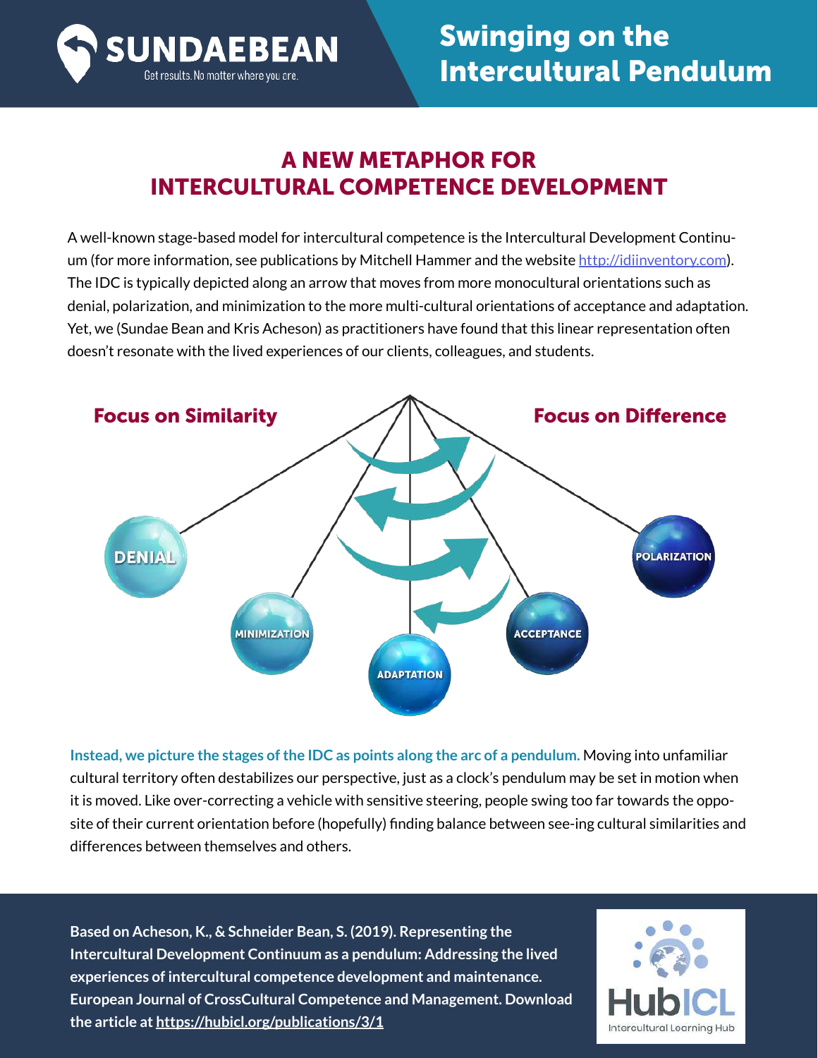SUNDAEBEAN
Get results. No matter where you are.

# Swinging on the Intercultural Pendulum

## A NEW METAPHOR FOR INTERCULTURAL COMPETENCE DEVELOPMENT

A well-known stage-based model for intercultural competence is the Intercultural Development Continuum (for more information, see publications by Mitchell Hammer and the website http://idiinventory.com). The IDC is typically depicted along an arrow that moves from more monocultural orientations such as denial, polarization, and minimization to the more multi-cultural orientations of acceptance and adaptation. Yet, we (Sundae Bean and Kris Acheson) as practitioners have found that this linear representation often doesn't resonate with the lived experiences of our clients, colleagues, and students.

**Focus on Similarity** | **Focus on Difference**

DENIAL, MINIMIZATION, ADAPTATION, ACCEPTANCE, POLARIZATION

**Instead, we picture the stages of the IDC as points along the arc of a pendulum.** Moving into unfamiliar cultural territory often destabilizes our perspective, just as a clock's pendulum may be set in motion when it is moved. Like over-correcting a vehicle with sensitive steering, people swing too far towards the opposite of their current orientation before (hopefully) finding balance between see-ing cultural similarities and differences between themselves and others.

**Based on Acheson, K., & Schneider Bean, S. (2019). Representing the Intercultural Development Continuum as a pendulum: Addressing the lived experiences of intercultural competence development and maintenance. European Journal of CrossCultural Competence and Management. Download the article at https://hubicl.org/publications/3/1**

HubICL
Intercultural Learning Hub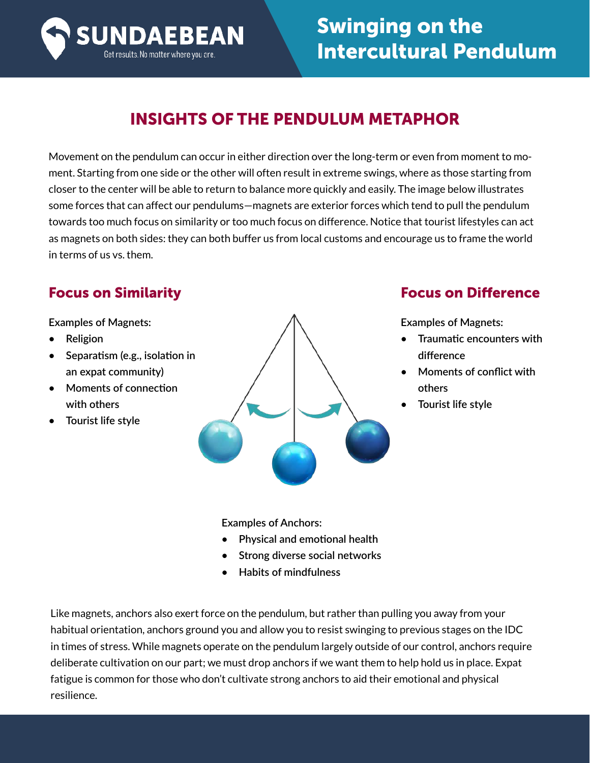# INSIGHTS OF THE PENDULUM METAPHOR

Movement on the pendulum can occur in either direction over the long-term or even from moment to moment. Starting from one side or the other will often result in extreme swings, where as those starting from closer to the center will be able to return to balance more quickly and easily. The image below illustrates some forces that can affect our pendulums—magnets are exterior forces which tend to pull the pendulum towards too much focus on similarity or too much focus on difference. Notice that tourist lifestyles can act as magnets on both sides: they can both buffer us from local customs and encourage us to frame the world in terms of us vs. them.

## Focus on Similarity

Examples of Magnets:

- Religion
- Separatism (e.g., isolation in an expat community)
- Moments of connection with others
- Tourist life style

## Focus on Difference

Examples of Magnets:

- Traumatic encounters with difference
- Moments of conflict with others
- Tourist life style

Examples of Anchors:

- Physical and emotional health
- Strong diverse social networks
- Habits of mindfulness

Like magnets, anchors also exert force on the pendulum, but rather than pulling you away from your habitual orientation, anchors ground you and allow you to resist swinging to previous stages on the IDC in times of stress. While magnets operate on the pendulum largely outside of our control, anchors require deliberate cultivation on our part; we must drop anchors if we want them to help hold us in place. Expat fatigue is common for those who don't cultivate strong anchors to aid their emotional and physical resilience.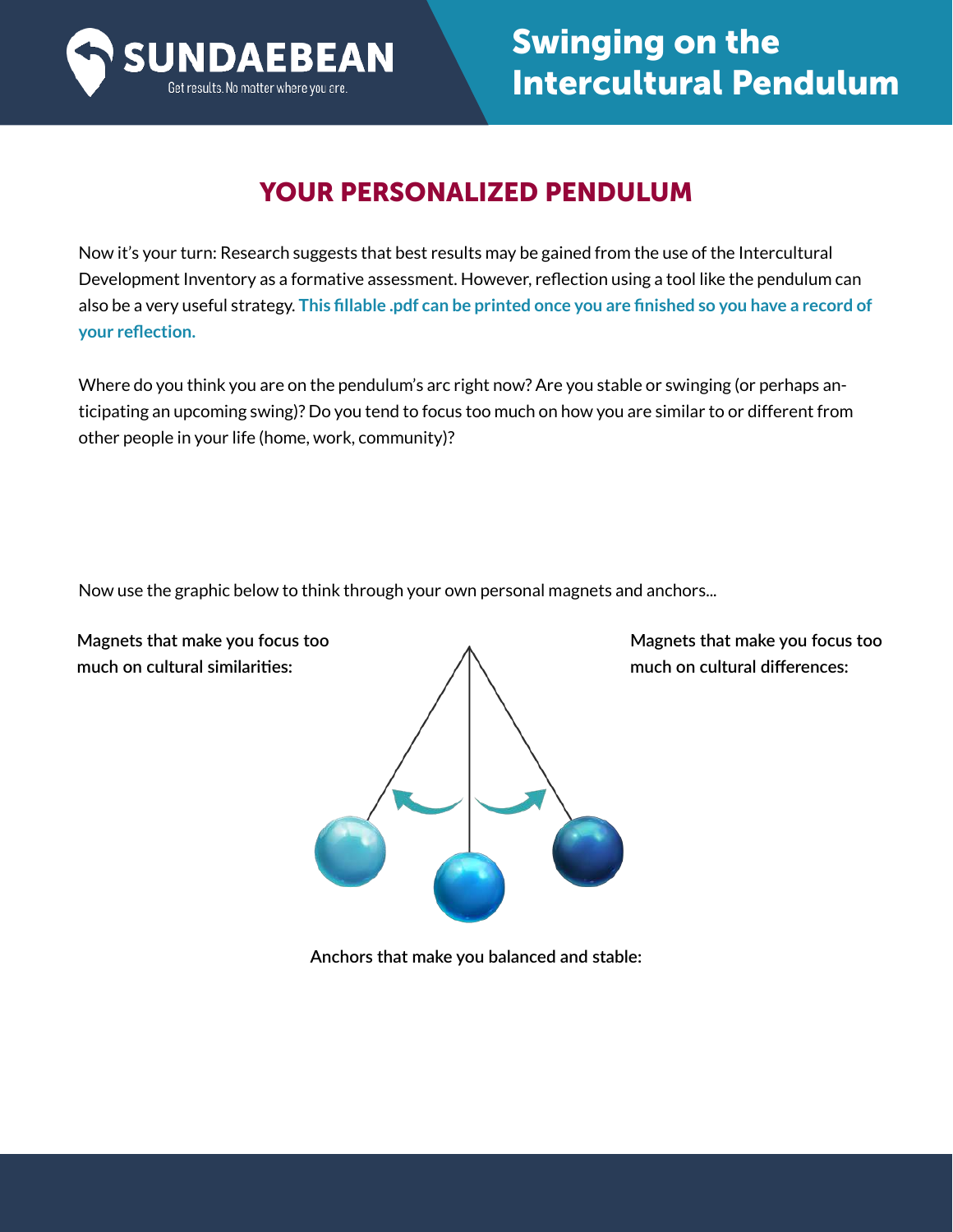## YOUR PERSONALIZED PENDULUM

Now it's your turn: Research suggests that best results may be gained from the use of the Intercultural Development Inventory as a formative assessment. However, reflection using a tool like the pendulum can also be a very useful strategy. **This fillable .pdf can be printed once you are finished so you have a record of your reflection.**

Where do you think you are on the pendulum's arc right now? Are you stable or swinging (or perhaps anticipating an upcoming swing)? Do you tend to focus too much on how you are similar to or different from other people in your life (home, work, community)?

Now use the graphic below to think through your own personal magnets and anchors...

Magnets that make you focus too much on cultural similarities:

Magnets that make you focus too much on cultural differences:

Anchors that make you balanced and stable: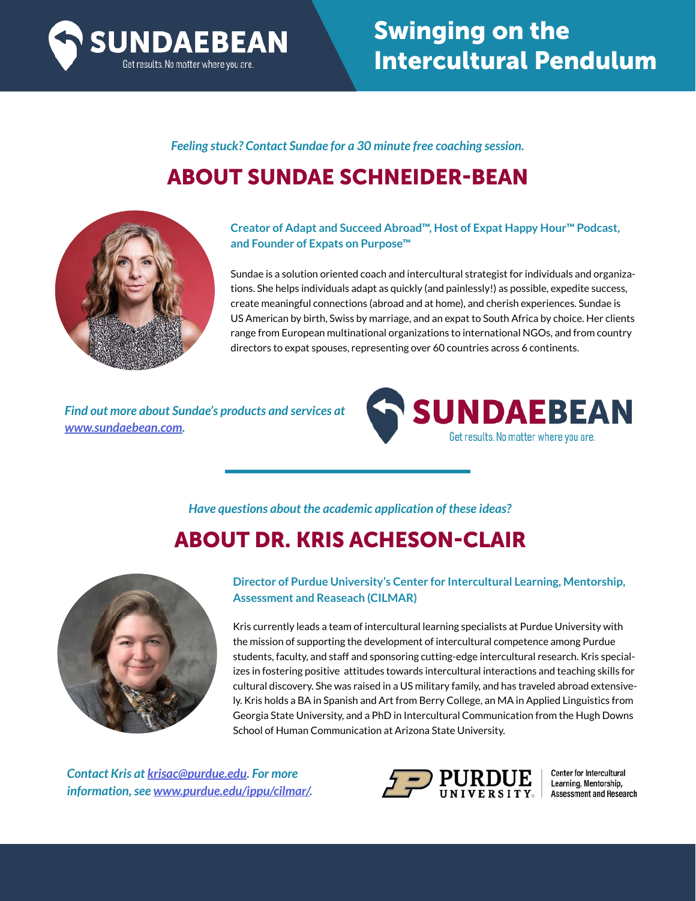SUNDAEBEAN
Get results. No matter where you are.

# Swinging on the Intercultural Pendulum

*Feeling stuck? Contact Sundae for a 30 minute free coaching session.*

## ABOUT SUNDAE SCHNEIDER-BEAN

### Creator of Adapt and Succeed Abroad™, Host of Expat Happy Hour™ Podcast, and Founder of Expats on Purpose™

Sundae is a solution oriented coach and intercultural strategist for individuals and organizations. She helps individuals adapt as quickly (and painlessly!) as possible, expedite success, create meaningful connections (abroad and at home), and cherish experiences. Sundae is US American by birth, Swiss by marriage, and an expat to South Africa by choice. Her clients range from European multinational organizations to international NGOs, and from country directors to expat spouses, representing over 60 countries across 6 continents.

*Find out more about Sundae's products and services at [www.sundaebean.com](www.sundaebean.com).*

SUNDAEBEAN
Get results. No matter where you are.

---

*Have questions about the academic application of these ideas?*

## ABOUT DR. KRIS ACHESON-CLAIR

### Director of Purdue University's Center for Intercultural Learning, Mentorship, Assessment and Reaseach (CILMAR)

Kris currently leads a team of intercultural learning specialists at Purdue University with the mission of supporting the development of intercultural competence among Purdue students, faculty, and staff and sponsoring cutting-edge intercultural research. Kris specializes in fostering positive attitudes towards intercultural interactions and teaching skills for cultural discovery. She was raised in a US military family, and has traveled abroad extensively. Kris holds a BA in Spanish and Art from Berry College, an MA in Applied Linguistics from Georgia State University, and a PhD in Intercultural Communication from the Hugh Downs School of Human Communication at Arizona State University.

*Contact Kris at [krisac@purdue.edu](mailto:krisac@purdue.edu). For more information, see [www.purdue.edu/ippu/cilmar/](www.purdue.edu/ippu/cilmar/).*

PURDUE UNIVERSITY
Center for Intercultural Learning, Mentorship, Assessment and Research